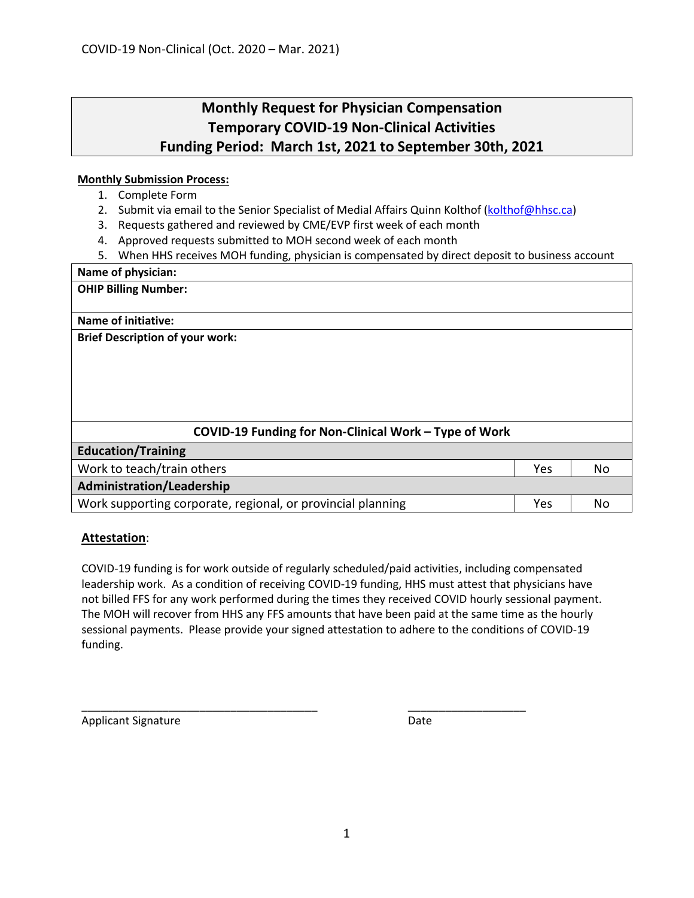COVID-19 Non-Clinical (Oct. 2020 – Mar. 2021)

# Monthly Request for Physician Compensation
## Temporary COVID-19 Non-Clinical Activities
## Funding Period: March 1st, 2021 to September 30th, 2021

**Monthly Submission Process:**

1. Complete Form
2. Submit via email to the Senior Specialist of Medial Affairs Quinn Kolthof (kolthof@hhsc.ca)
3. Requests gathered and reviewed by CME/EVP first week of each month
4. Approved requests submitted to MOH second week of each month
5. When HHS receives MOH funding, physician is compensated by direct deposit to business account

| | | |
|---|---|---|
| **Name of physician:** | | |
| **OHIP Billing Number:** | | |
| **Name of initiative:** | | |
| **Brief Description of your work:** | | |
| **COVID-19 Funding for Non-Clinical Work – Type of Work** | | |
| **Education/Training** | | |
| Work to teach/train others | Yes | No |
| **Administration/Leadership** | | |
| Work supporting corporate, regional, or provincial planning | Yes | No |

**Attestation**:

COVID-19 funding is for work outside of regularly scheduled/paid activities, including compensated leadership work. As a condition of receiving COVID-19 funding, HHS must attest that physicians have not billed FFS for any work performed during the times they received COVID hourly sessional payment. The MOH will recover from HHS any FFS amounts that have been paid at the same time as the hourly sessional payments. Please provide your signed attestation to adhere to the conditions of COVID-19 funding.

_______________________________________ ___________________

Applicant Signature Date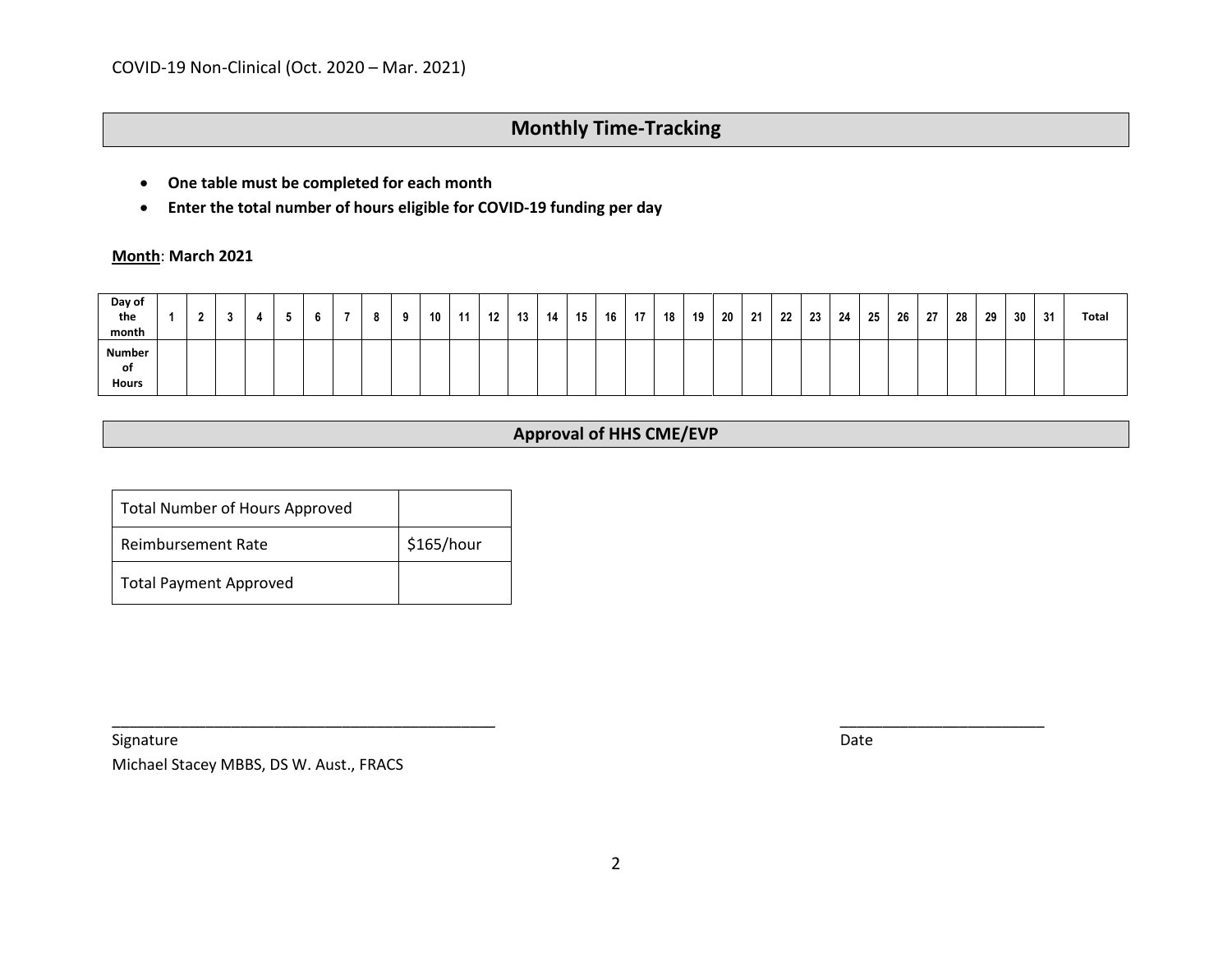COVID-19 Non-Clinical (Oct. 2020 – Mar. 2021)

## Monthly Time-Tracking

- **One table must be completed for each month**
- **Enter the total number of hours eligible for COVID-19 funding per day**

**Month**: **March 2021**

| Day of the month | 1 | 2 | 3 | 4 | 5 | 6 | 7 | 8 | 9 | 10 | 11 | 12 | 13 | 14 | 15 | 16 | 17 | 18 | 19 | 20 | 21 | 22 | 23 | 24 | 25 | 26 | 27 | 28 | 29 | 30 | 31 | Total |
|---|---|---|---|---|---|---|---|---|---|---|---|---|---|---|---|---|---|---|---|---|---|---|---|---|---|---|---|---|---|---|---|---|
| Number of Hours | | | | | | | | | | | | | | | | | | | | | | | | | | | | | | | | |

## Approval of HHS CME/EVP

| Total Number of Hours Approved | |
|---|---|
| Reimbursement Rate | $165/hour |
| Total Payment Approved | |

_____________________________________________

Signature

Michael Stacey MBBS, DS W. Aust., FRACS

________________________

Date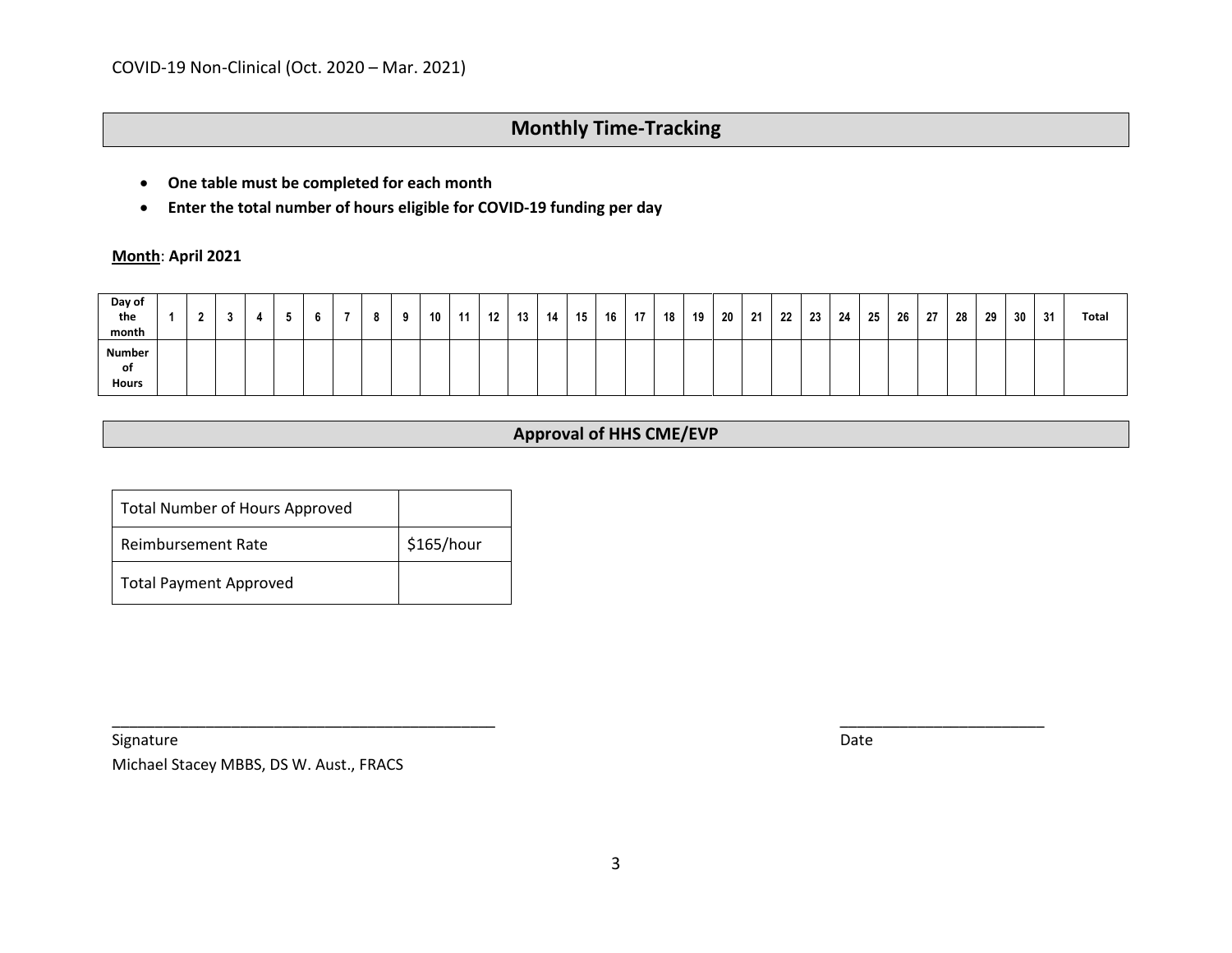COVID-19 Non-Clinical (Oct. 2020 – Mar. 2021)

## Monthly Time-Tracking

- **One table must be completed for each month**
- **Enter the total number of hours eligible for COVID-19 funding per day**

**Month**: **April 2021**

| Day of the month | 1 | 2 | 3 | 4 | 5 | 6 | 7 | 8 | 9 | 10 | 11 | 12 | 13 | 14 | 15 | 16 | 17 | 18 | 19 | 20 | 21 | 22 | 23 | 24 | 25 | 26 | 27 | 28 | 29 | 30 | 31 | Total |
|---|---|---|---|---|---|---|---|---|---|---|---|---|---|---|---|---|---|---|---|---|---|---|---|---|---|---|---|---|---|---|---|---|
| Number of Hours | | | | | | | | | | | | | | | | | | | | | | | | | | | | | | | | |

## Approval of HHS CME/EVP

| Total Number of Hours Approved | |
|---|---|
| Reimbursement Rate | $165/hour |
| Total Payment Approved | |

_______________________________________________ _________________________

Signature Date

Michael Stacey MBBS, DS W. Aust., FRACS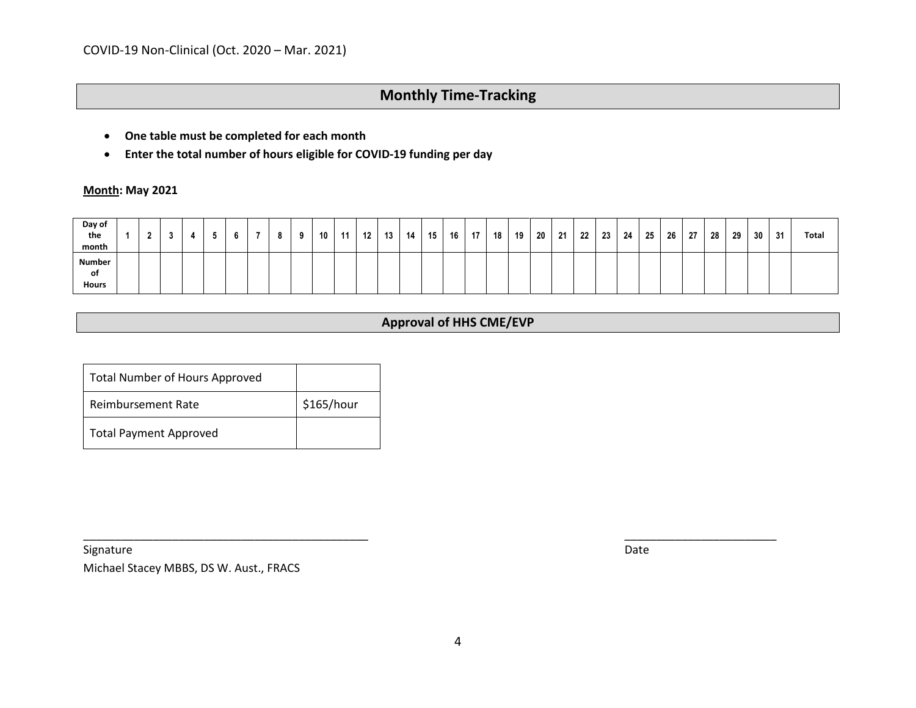COVID-19 Non-Clinical (Oct. 2020 – Mar. 2021)

## Monthly Time-Tracking

- **One table must be completed for each month**
- **Enter the total number of hours eligible for COVID-19 funding per day**

**Month: May 2021**

| Day of the month | 1 | 2 | 3 | 4 | 5 | 6 | 7 | 8 | 9 | 10 | 11 | 12 | 13 | 14 | 15 | 16 | 17 | 18 | 19 | 20 | 21 | 22 | 23 | 24 | 25 | 26 | 27 | 28 | 29 | 30 | 31 | Total |
|---|---|---|---|---|---|---|---|---|---|---|---|---|---|---|---|---|---|---|---|---|---|---|---|---|---|---|---|---|---|---|---|---|
| Number of Hours | | | | | | | | | | | | | | | | | | | | | | | | | | | | | | | | |

## Approval of HHS CME/EVP

| Total Number of Hours Approved | |
|---|---|
| Reimbursement Rate | $165/hour |
| Total Payment Approved | |

_____________________________________________ ________________________

Signature Date

Michael Stacey MBBS, DS W. Aust., FRACS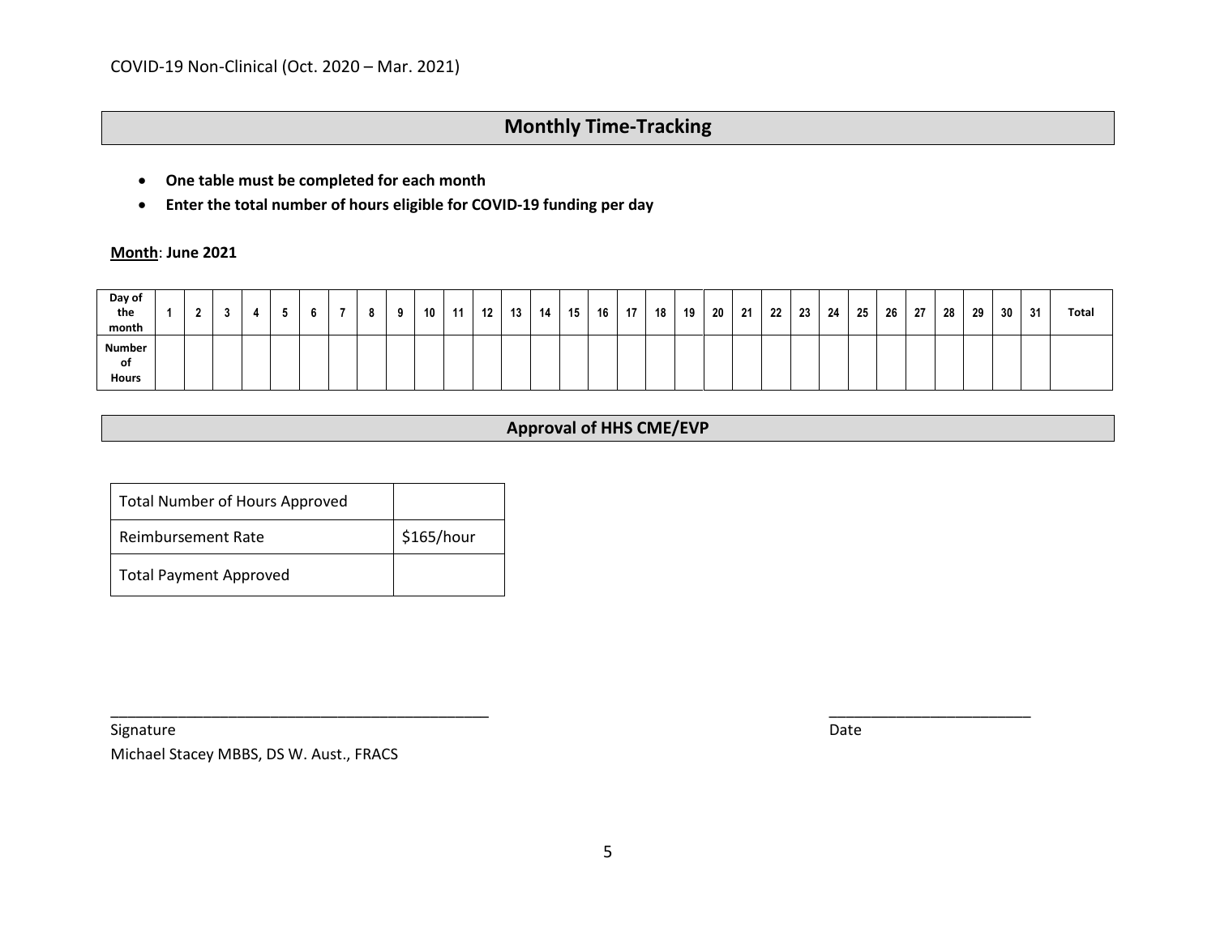COVID-19 Non-Clinical (Oct. 2020 – Mar. 2021)

## Monthly Time-Tracking

- **One table must be completed for each month**
- **Enter the total number of hours eligible for COVID-19 funding per day**

**Month**: **June 2021**

| Day of the month | 1 | 2 | 3 | 4 | 5 | 6 | 7 | 8 | 9 | 10 | 11 | 12 | 13 | 14 | 15 | 16 | 17 | 18 | 19 | 20 | 21 | 22 | 23 | 24 | 25 | 26 | 27 | 28 | 29 | 30 | 31 | Total |
|---|---|---|---|---|---|---|---|---|---|---|---|---|---|---|---|---|---|---|---|---|---|---|---|---|---|---|---|---|---|---|---|---|
| Number of Hours | | | | | | | | | | | | | | | | | | | | | | | | | | | | | | | | |

## Approval of HHS CME/EVP

| Total Number of Hours Approved | |
|---|---|
| Reimbursement Rate | $165/hour |
| Total Payment Approved | |

_______________________________________________ ________________________

Signature Date

Michael Stacey MBBS, DS W. Aust., FRACS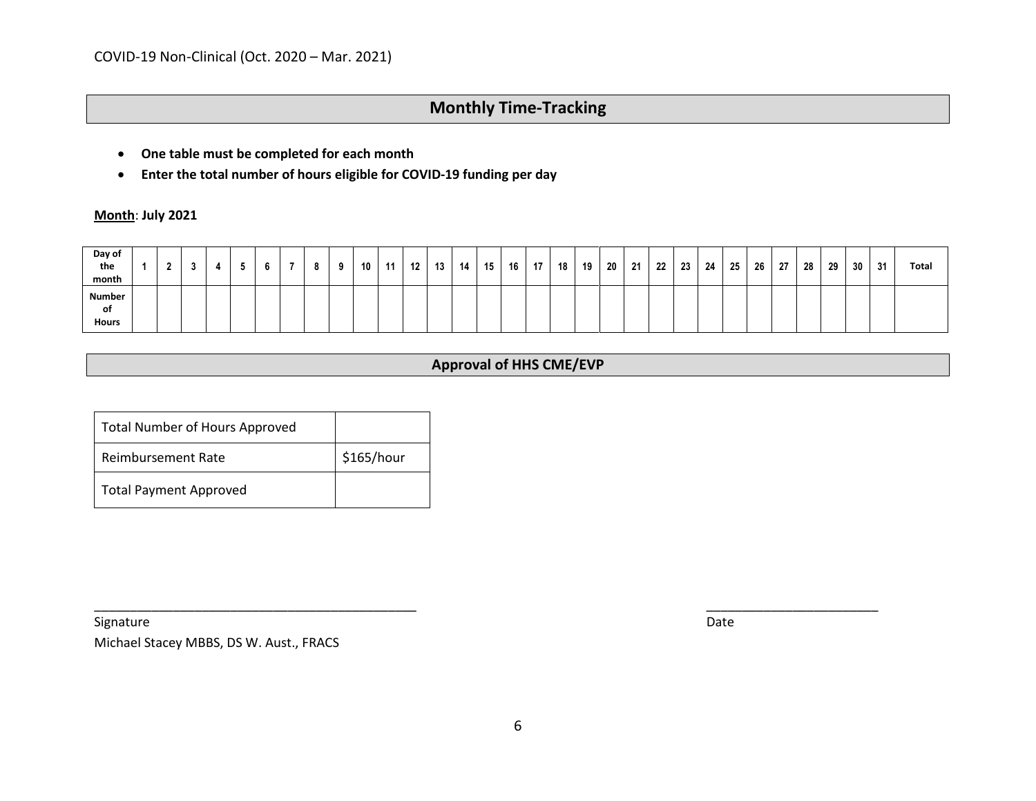COVID-19 Non-Clinical (Oct. 2020 – Mar. 2021)

## Monthly Time-Tracking

- **One table must be completed for each month**
- **Enter the total number of hours eligible for COVID-19 funding per day**

**Month**: **July 2021**

| Day of the month | 1 | 2 | 3 | 4 | 5 | 6 | 7 | 8 | 9 | 10 | 11 | 12 | 13 | 14 | 15 | 16 | 17 | 18 | 19 | 20 | 21 | 22 | 23 | 24 | 25 | 26 | 27 | 28 | 29 | 30 | 31 | Total |
|---|---|---|---|---|---|---|---|---|---|---|---|---|---|---|---|---|---|---|---|---|---|---|---|---|---|---|---|---|---|---|---|---|
| Number of Hours | | | | | | | | | | | | | | | | | | | | | | | | | | | | | | | | |

## Approval of HHS CME/EVP

| Total Number of Hours Approved | |
|---|---|
| Reimbursement Rate | $165/hour |
| Total Payment Approved | |

_____________________________________________ Signature
Michael Stacey MBBS, DS W. Aust., FRACS

________________________ Date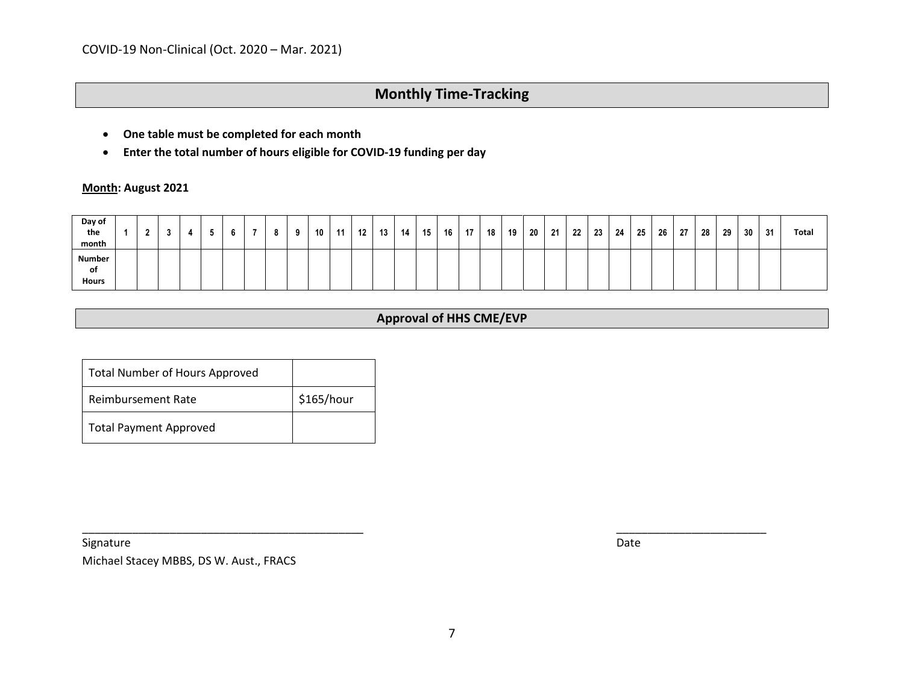COVID-19 Non-Clinical (Oct. 2020 – Mar. 2021)

## Monthly Time-Tracking

- **One table must be completed for each month**
- **Enter the total number of hours eligible for COVID-19 funding per day**

**<u>Month</u>: August 2021**

| Day of the month | 1 | 2 | 3 | 4 | 5 | 6 | 7 | 8 | 9 | 10 | 11 | 12 | 13 | 14 | 15 | 16 | 17 | 18 | 19 | 20 | 21 | 22 | 23 | 24 | 25 | 26 | 27 | 28 | 29 | 30 | 31 | Total |
|---|---|---|---|---|---|---|---|---|---|---|---|---|---|---|---|---|---|---|---|---|---|---|---|---|---|---|---|---|---|---|---|---|
| Number of Hours | | | | | | | | | | | | | | | | | | | | | | | | | | | | | | | | |

## Approval of HHS CME/EVP

| Total Number of Hours Approved | |
|---|---|
| Reimbursement Rate | $165/hour |
| Total Payment Approved | |

_____________________________________________ Signature

Michael Stacey MBBS, DS W. Aust., FRACS

________________________ Date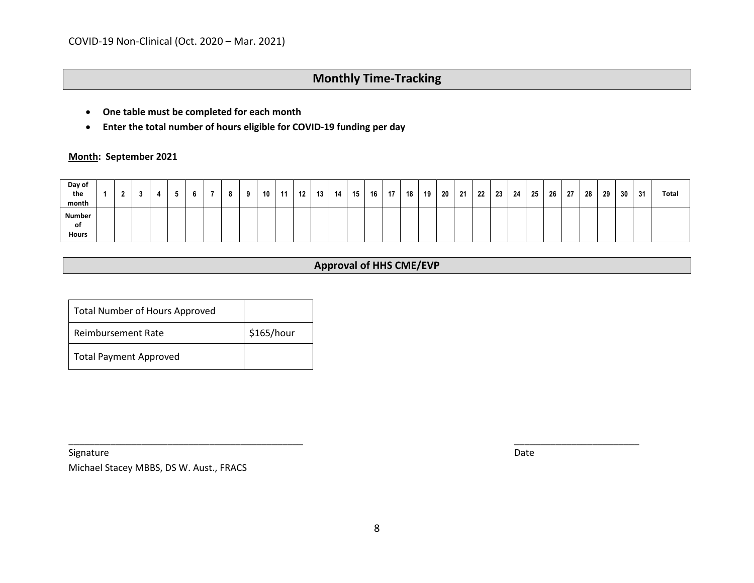COVID-19 Non-Clinical (Oct. 2020 – Mar. 2021)

## Monthly Time-Tracking

- **One table must be completed for each month**
- **Enter the total number of hours eligible for COVID-19 funding per day**

**<u>Month</u>: September 2021**

| Day of the month | 1 | 2 | 3 | 4 | 5 | 6 | 7 | 8 | 9 | 10 | 11 | 12 | 13 | 14 | 15 | 16 | 17 | 18 | 19 | 20 | 21 | 22 | 23 | 24 | 25 | 26 | 27 | 28 | 29 | 30 | 31 | Total |
|---|---|---|---|---|---|---|---|---|---|---|---|---|---|---|---|---|---|---|---|---|---|---|---|---|---|---|---|---|---|---|---|---|
| Number of Hours | | | | | | | | | | | | | | | | | | | | | | | | | | | | | | | | |

## Approval of HHS CME/EVP

| | |
|---|---|
| Total Number of Hours Approved | |
| Reimbursement Rate | $165/hour |
| Total Payment Approved | |

_____________________________________________ Signature

Michael Stacey MBBS, DS W. Aust., FRACS

________________________ Date